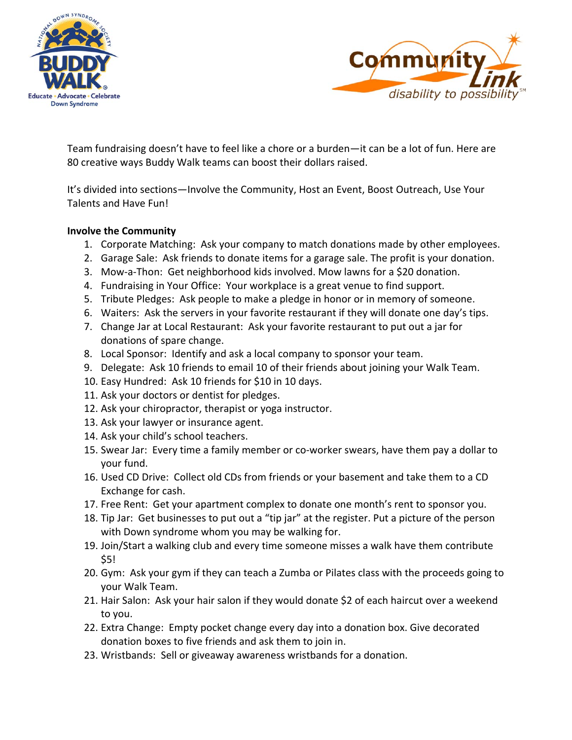Team fundraising doesn't have to feel like a chore or a burden—it can be a lot of fun. Here are 80 creative ways Buddy Walk teams can boost their dollars raised.

It's divided into sections—Involve the Community, Host an Event, Boost Outreach, Use Your Talents and Have Fun!

**Involve the Community**

1. Corporate Matching: Ask your company to match donations made by other employees.
2. Garage Sale: Ask friends to donate items for a garage sale. The profit is your donation.
3. Mow-a-Thon: Get neighborhood kids involved. Mow lawns for a $20 donation.
4. Fundraising in Your Office: Your workplace is a great venue to find support.
5. Tribute Pledges: Ask people to make a pledge in honor or in memory of someone.
6. Waiters: Ask the servers in your favorite restaurant if they will donate one day's tips.
7. Change Jar at Local Restaurant: Ask your favorite restaurant to put out a jar for donations of spare change.
8. Local Sponsor: Identify and ask a local company to sponsor your team.
9. Delegate: Ask 10 friends to email 10 of their friends about joining your Walk Team.
10. Easy Hundred: Ask 10 friends for $10 in 10 days.
11. Ask your doctors or dentist for pledges.
12. Ask your chiropractor, therapist or yoga instructor.
13. Ask your lawyer or insurance agent.
14. Ask your child's school teachers.
15. Swear Jar: Every time a family member or co-worker swears, have them pay a dollar to your fund.
16. Used CD Drive: Collect old CDs from friends or your basement and take them to a CD Exchange for cash.
17. Free Rent: Get your apartment complex to donate one month's rent to sponsor you.
18. Tip Jar: Get businesses to put out a "tip jar" at the register. Put a picture of the person with Down syndrome whom you may be walking for.
19. Join/Start a walking club and every time someone misses a walk have them contribute $5!
20. Gym: Ask your gym if they can teach a Zumba or Pilates class with the proceeds going to your Walk Team.
21. Hair Salon: Ask your hair salon if they would donate $2 of each haircut over a weekend to you.
22. Extra Change: Empty pocket change every day into a donation box. Give decorated donation boxes to five friends and ask them to join in.
23. Wristbands: Sell or giveaway awareness wristbands for a donation.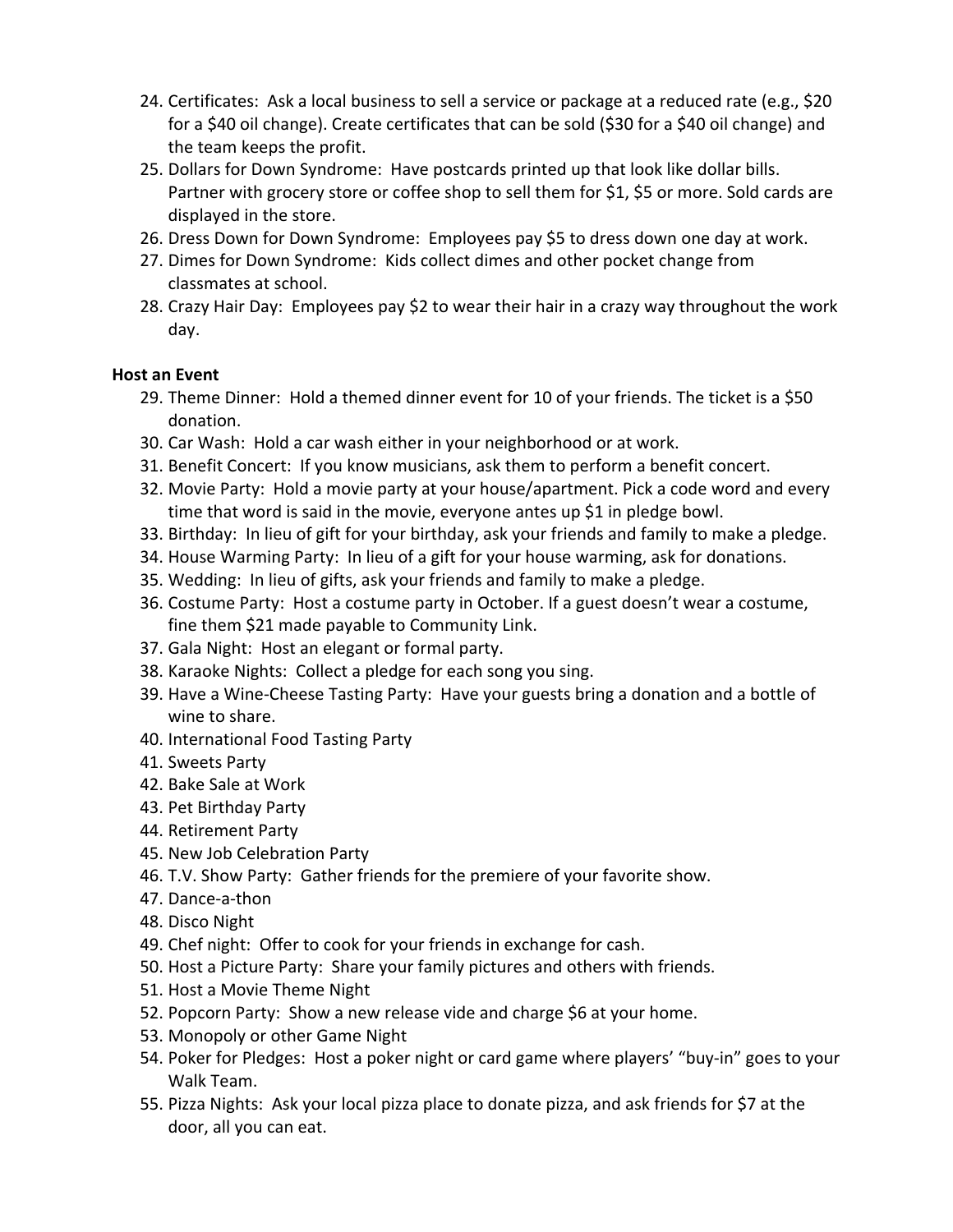24. Certificates: Ask a local business to sell a service or package at a reduced rate (e.g., $20 for a $40 oil change). Create certificates that can be sold ($30 for a $40 oil change) and the team keeps the profit.
25. Dollars for Down Syndrome: Have postcards printed up that look like dollar bills. Partner with grocery store or coffee shop to sell them for $1, $5 or more. Sold cards are displayed in the store.
26. Dress Down for Down Syndrome: Employees pay $5 to dress down one day at work.
27. Dimes for Down Syndrome: Kids collect dimes and other pocket change from classmates at school.
28. Crazy Hair Day: Employees pay $2 to wear their hair in a crazy way throughout the work day.

**Host an Event**

29. Theme Dinner: Hold a themed dinner event for 10 of your friends. The ticket is a $50 donation.
30. Car Wash: Hold a car wash either in your neighborhood or at work.
31. Benefit Concert: If you know musicians, ask them to perform a benefit concert.
32. Movie Party: Hold a movie party at your house/apartment. Pick a code word and every time that word is said in the movie, everyone antes up $1 in pledge bowl.
33. Birthday: In lieu of gift for your birthday, ask your friends and family to make a pledge.
34. House Warming Party: In lieu of a gift for your house warming, ask for donations.
35. Wedding: In lieu of gifts, ask your friends and family to make a pledge.
36. Costume Party: Host a costume party in October. If a guest doesn't wear a costume, fine them $21 made payable to Community Link.
37. Gala Night: Host an elegant or formal party.
38. Karaoke Nights: Collect a pledge for each song you sing.
39. Have a Wine-Cheese Tasting Party: Have your guests bring a donation and a bottle of wine to share.
40. International Food Tasting Party
41. Sweets Party
42. Bake Sale at Work
43. Pet Birthday Party
44. Retirement Party
45. New Job Celebration Party
46. T.V. Show Party: Gather friends for the premiere of your favorite show.
47. Dance-a-thon
48. Disco Night
49. Chef night: Offer to cook for your friends in exchange for cash.
50. Host a Picture Party: Share your family pictures and others with friends.
51. Host a Movie Theme Night
52. Popcorn Party: Show a new release vide and charge $6 at your home.
53. Monopoly or other Game Night
54. Poker for Pledges: Host a poker night or card game where players' "buy-in" goes to your Walk Team.
55. Pizza Nights: Ask your local pizza place to donate pizza, and ask friends for $7 at the door, all you can eat.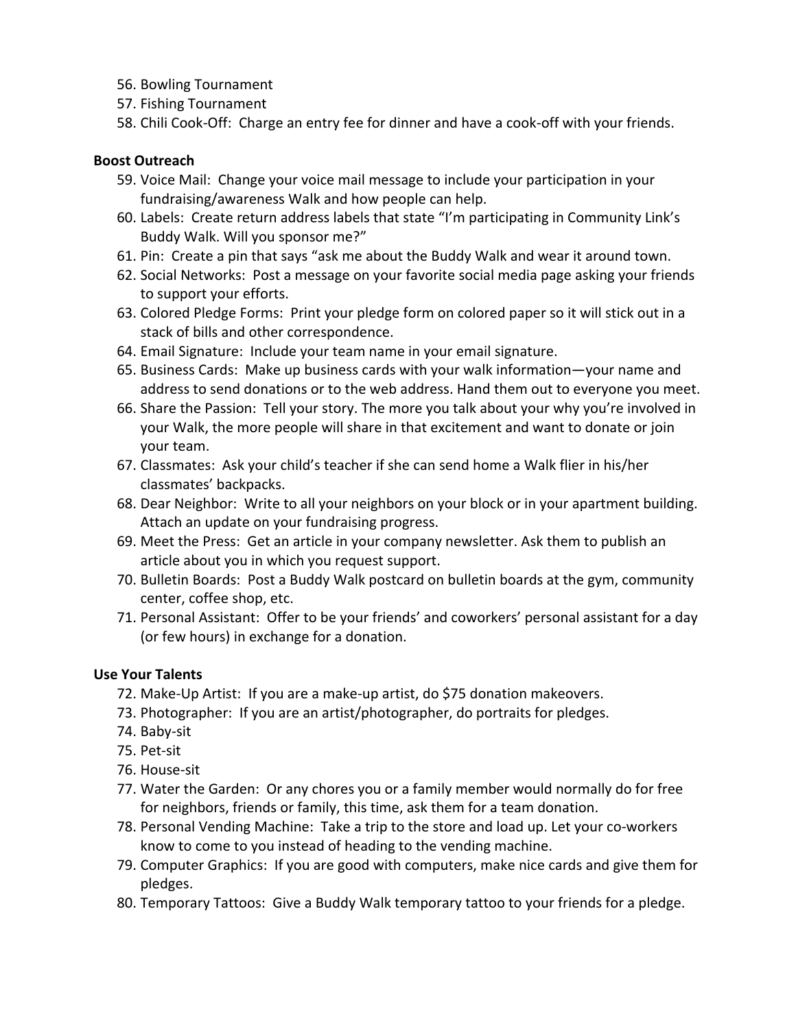56. Bowling Tournament
57. Fishing Tournament
58. Chili Cook-Off: Charge an entry fee for dinner and have a cook-off with your friends.

**Boost Outreach**

59. Voice Mail: Change your voice mail message to include your participation in your fundraising/awareness Walk and how people can help.
60. Labels: Create return address labels that state “I’m participating in Community Link’s Buddy Walk. Will you sponsor me?”
61. Pin: Create a pin that says “ask me about the Buddy Walk and wear it around town.
62. Social Networks: Post a message on your favorite social media page asking your friends to support your efforts.
63. Colored Pledge Forms: Print your pledge form on colored paper so it will stick out in a stack of bills and other correspondence.
64. Email Signature: Include your team name in your email signature.
65. Business Cards: Make up business cards with your walk information—your name and address to send donations or to the web address. Hand them out to everyone you meet.
66. Share the Passion: Tell your story. The more you talk about your why you’re involved in your Walk, the more people will share in that excitement and want to donate or join your team.
67. Classmates: Ask your child’s teacher if she can send home a Walk flier in his/her classmates’ backpacks.
68. Dear Neighbor: Write to all your neighbors on your block or in your apartment building. Attach an update on your fundraising progress.
69. Meet the Press: Get an article in your company newsletter. Ask them to publish an article about you in which you request support.
70. Bulletin Boards: Post a Buddy Walk postcard on bulletin boards at the gym, community center, coffee shop, etc.
71. Personal Assistant: Offer to be your friends’ and coworkers’ personal assistant for a day (or few hours) in exchange for a donation.

**Use Your Talents**

72. Make-Up Artist: If you are a make-up artist, do $75 donation makeovers.
73. Photographer: If you are an artist/photographer, do portraits for pledges.
74. Baby-sit
75. Pet-sit
76. House-sit
77. Water the Garden: Or any chores you or a family member would normally do for free for neighbors, friends or family, this time, ask them for a team donation.
78. Personal Vending Machine: Take a trip to the store and load up. Let your co-workers know to come to you instead of heading to the vending machine.
79. Computer Graphics: If you are good with computers, make nice cards and give them for pledges.
80. Temporary Tattoos: Give a Buddy Walk temporary tattoo to your friends for a pledge.